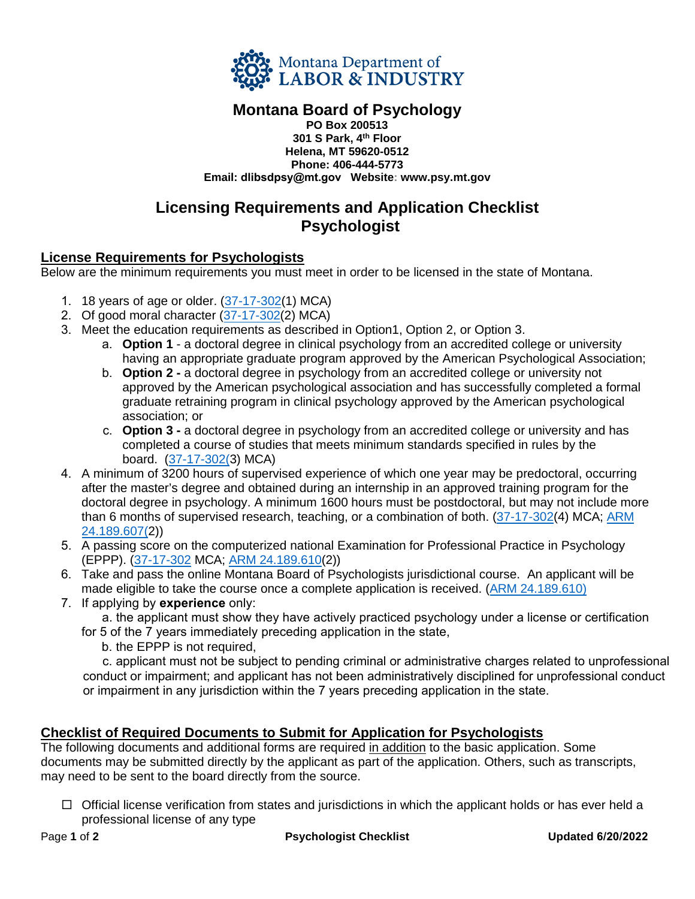Montana Department of LABOR & INDUSTRY

# Montana Board of Psychology

**PO Box 200513**
**301 S Park, 4th Floor**
**Helena, MT 59620-0512**
**Phone: 406-444-5773**
**Email: dlibsdpsy@mt.gov Website: www.psy.mt.gov**

## Licensing Requirements and Application Checklist Psychologist

### License Requirements for Psychologists

Below are the minimum requirements you must meet in order to be licensed in the state of Montana.

1. 18 years of age or older. (37-17-302(1) MCA)
2. Of good moral character (37-17-302(2) MCA)
3. Meet the education requirements as described in Option1, Option 2, or Option 3.
   a. **Option 1** - a doctoral degree in clinical psychology from an accredited college or university having an appropriate graduate program approved by the American Psychological Association;
   b. **Option 2 -** a doctoral degree in psychology from an accredited college or university not approved by the American psychological association and has successfully completed a formal graduate retraining program in clinical psychology approved by the American psychological association; or
   c. **Option 3 -** a doctoral degree in psychology from an accredited college or university and has completed a course of studies that meets minimum standards specified in rules by the board. (37-17-302(3) MCA)
4. A minimum of 3200 hours of supervised experience of which one year may be predoctoral, occurring after the master's degree and obtained during an internship in an approved training program for the doctoral degree in psychology. A minimum 1600 hours must be postdoctoral, but may not include more than 6 months of supervised research, teaching, or a combination of both. (37-17-302(4) MCA; ARM 24.189.607(2))
5. A passing score on the computerized national Examination for Professional Practice in Psychology (EPPP). (37-17-302 MCA; ARM 24.189.610(2))
6. Take and pass the online Montana Board of Psychologists jurisdictional course. An applicant will be made eligible to take the course once a complete application is received. (ARM 24.189.610)
7. If applying by **experience** only:
   a. the applicant must show they have actively practiced psychology under a license or certification for 5 of the 7 years immediately preceding application in the state,
   b. the EPPP is not required,
   c. applicant must not be subject to pending criminal or administrative charges related to unprofessional conduct or impairment; and applicant has not been administratively disciplined for unprofessional conduct or impairment in any jurisdiction within the 7 years preceding application in the state.

### Checklist of Required Documents to Submit for Application for Psychologists

The following documents and additional forms are required in addition to the basic application. Some documents may be submitted directly by the applicant as part of the application. Others, such as transcripts, may need to be sent to the board directly from the source.

- ☐ Official license verification from states and jurisdictions in which the applicant holds or has ever held a professional license of any type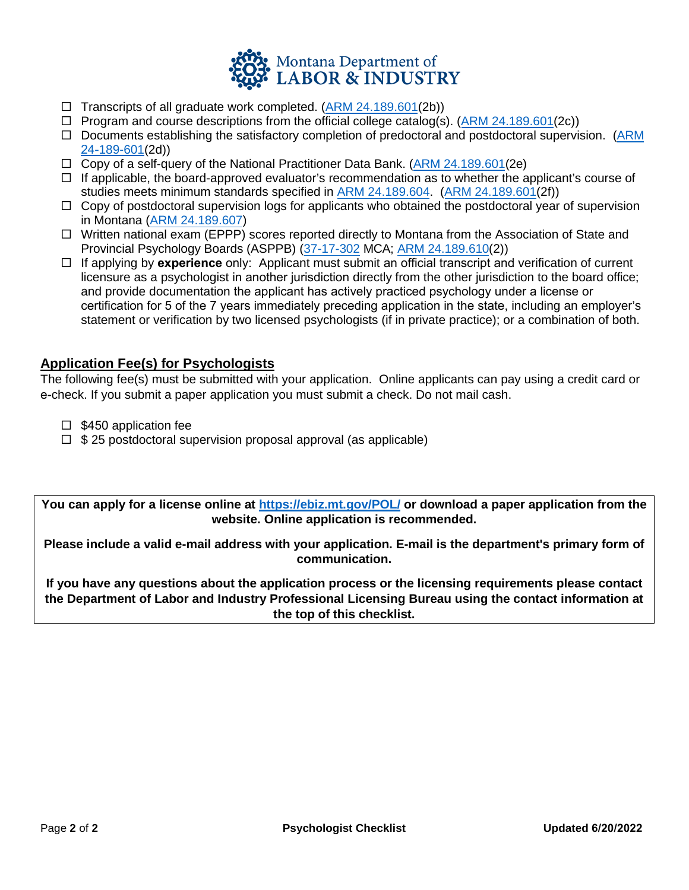- ☐ Transcripts of all graduate work completed. (ARM 24.189.601(2b))
- ☐ Program and course descriptions from the official college catalog(s). (ARM 24.189.601(2c))
- ☐ Documents establishing the satisfactory completion of predoctoral and postdoctoral supervision. (ARM 24-189-601(2d))
- ☐ Copy of a self-query of the National Practitioner Data Bank. (ARM 24.189.601(2e)
- ☐ If applicable, the board-approved evaluator's recommendation as to whether the applicant's course of studies meets minimum standards specified in ARM 24.189.604. (ARM 24.189.601(2f))
- ☐ Copy of postdoctoral supervision logs for applicants who obtained the postdoctoral year of supervision in Montana (ARM 24.189.607)
- ☐ Written national exam (EPPP) scores reported directly to Montana from the Association of State and Provincial Psychology Boards (ASPPB) (37-17-302 MCA; ARM 24.189.610(2))
- ☐ If applying by **experience** only: Applicant must submit an official transcript and verification of current licensure as a psychologist in another jurisdiction directly from the other jurisdiction to the board office; and provide documentation the applicant has actively practiced psychology under a license or certification for 5 of the 7 years immediately preceding application in the state, including an employer's statement or verification by two licensed psychologists (if in private practice); or a combination of both.

## Application Fee(s) for Psychologists

The following fee(s) must be submitted with your application. Online applicants can pay using a credit card or e-check. If you submit a paper application you must submit a check. Do not mail cash.

- ☐ $450 application fee
- ☐ $ 25 postdoctoral supervision proposal approval (as applicable)

**You can apply for a license online at https://ebiz.mt.gov/POL/ or download a paper application from the website. Online application is recommended.**

**Please include a valid e-mail address with your application. E-mail is the department's primary form of communication.**

**If you have any questions about the application process or the licensing requirements please contact the Department of Labor and Industry Professional Licensing Bureau using the contact information at the top of this checklist.**